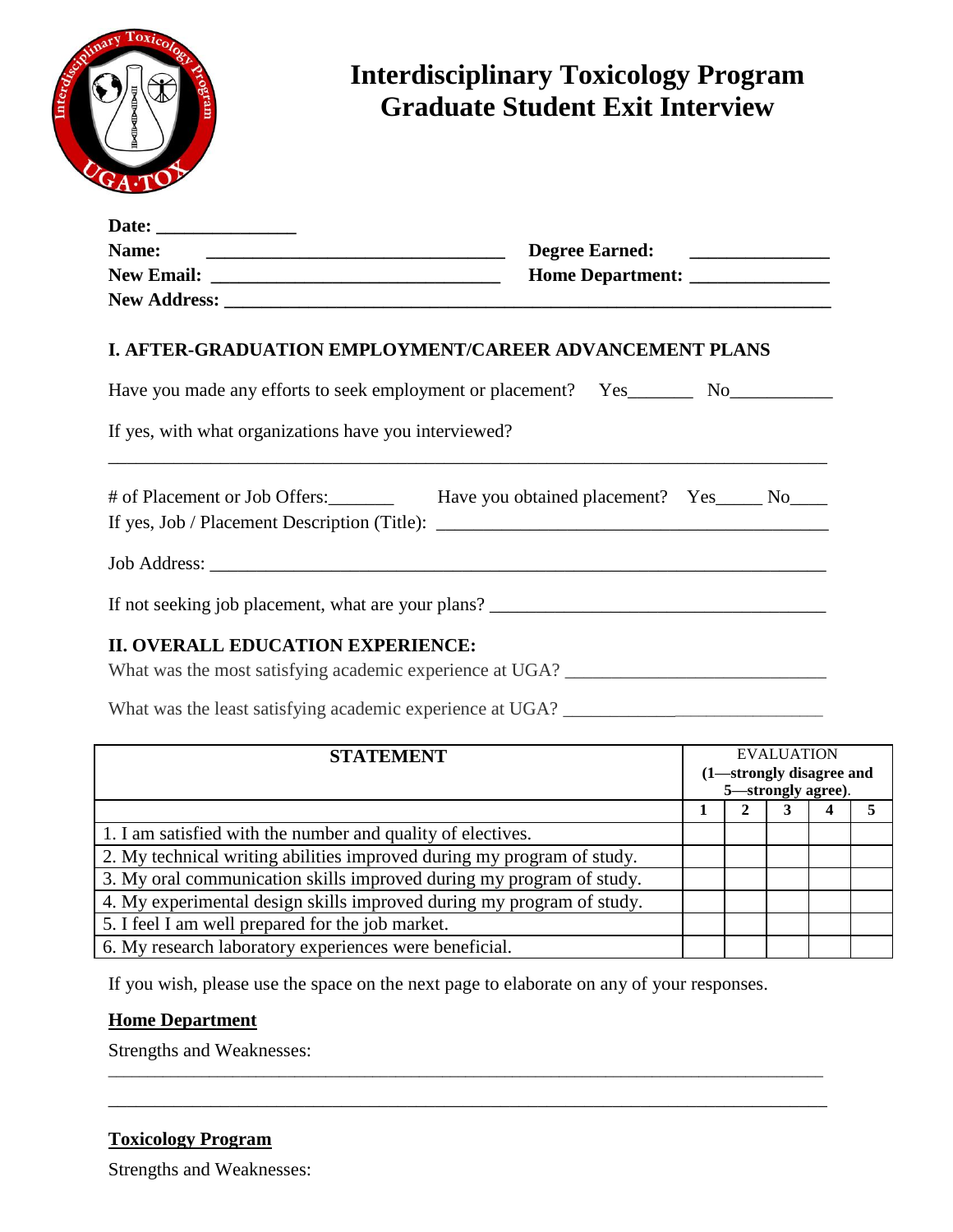# Interdisciplinary Toxicology Program
# Graduate Student Exit Interview

**Date:** _______________

**Name:** _______________________________ **Degree Earned:** ______________

**New Email:** ______________________________ **Home Department:** ______________

**New Address:** _________________________________________________________________

## I. AFTER-GRADUATION EMPLOYMENT/CAREER ADVANCEMENT PLANS

Have you made any efforts to seek employment or placement? Yes_______ No___________

If yes, with what organizations have you interviewed?

____________________________________________________________________________

# of Placement or Job Offers:_______ Have you obtained placement? Yes_____ No____

If yes, Job / Placement Description (Title): ___________________________________________

Job Address: ________________________________________________________________

If not seeking job placement, what are your plans? ____________________________________

## II. OVERALL EDUCATION EXPERIENCE:

What was the most satisfying academic experience at UGA? ___________________________

What was the least satisfying academic experience at UGA? ___________________________

| STATEMENT | EVALUATION (1—strongly disagree and 5—strongly agree). | | | | |
|---|---|---|---|---|---|
| | 1 | 2 | 3 | 4 | 5 |
| 1. I am satisfied with the number and quality of electives. | | | | | |
| 2. My technical writing abilities improved during my program of study. | | | | | |
| 3. My oral communication skills improved during my program of study. | | | | | |
| 4. My experimental design skills improved during my program of study. | | | | | |
| 5. I feel I am well prepared for the job market. | | | | | |
| 6. My research laboratory experiences were beneficial. | | | | | |

If you wish, please use the space on the next page to elaborate on any of your responses.

**Home Department**

Strengths and Weaknesses:

____________________________________________________________________________

____________________________________________________________________________

**Toxicology Program**

Strengths and Weaknesses: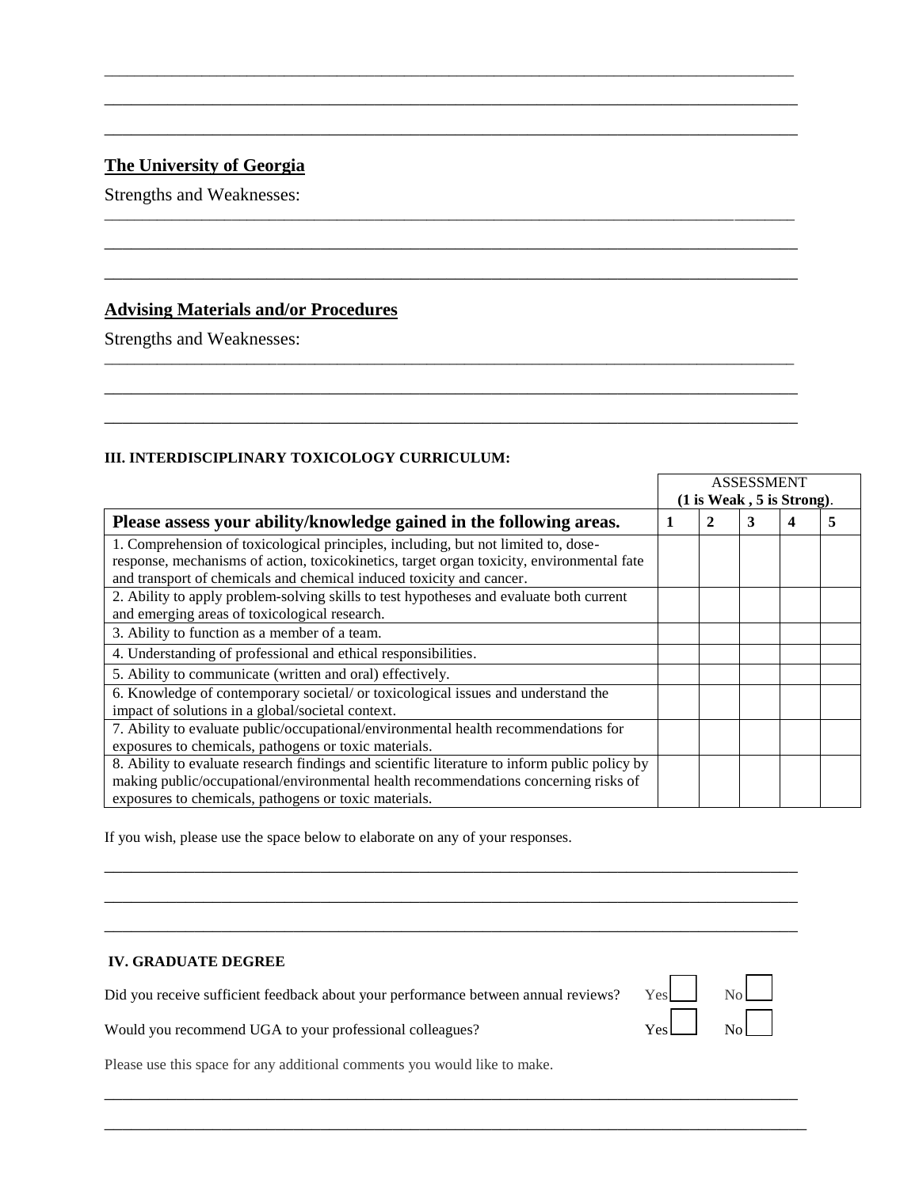___________________________________________________________________________

___________________________________________________________________________

___________________________________________________________________________

**The University of Georgia**

Strengths and Weaknesses:

___________________________________________________________________________

___________________________________________________________________________

___________________________________________________________________________

**Advising Materials and/or Procedures**

Strengths and Weaknesses:

___________________________________________________________________________

___________________________________________________________________________

___________________________________________________________________________

**III. INTERDISCIPLINARY TOXICOLOGY CURRICULUM:**

| | ASSESSMENT (1 is Weak , 5 is Strong). | | | | |
|---|---|---|---|---|---|
| **Please assess your ability/knowledge gained in the following areas.** | **1** | **2** | **3** | **4** | **5** |
| 1. Comprehension of toxicological principles, including, but not limited to, dose-response, mechanisms of action, toxicokinetics, target organ toxicity, environmental fate and transport of chemicals and chemical induced toxicity and cancer. | | | | | |
| 2. Ability to apply problem-solving skills to test hypotheses and evaluate both current and emerging areas of toxicological research. | | | | | |
| 3. Ability to function as a member of a team. | | | | | |
| 4. Understanding of professional and ethical responsibilities. | | | | | |
| 5. Ability to communicate (written and oral) effectively. | | | | | |
| 6. Knowledge of contemporary societal/ or toxicological issues and understand the impact of solutions in a global/societal context. | | | | | |
| 7. Ability to evaluate public/occupational/environmental health recommendations for exposures to chemicals, pathogens or toxic materials. | | | | | |
| 8. Ability to evaluate research findings and scientific literature to inform public policy by making public/occupational/environmental health recommendations concerning risks of exposures to chemicals, pathogens or toxic materials. | | | | | |

If you wish, please use the space below to elaborate on any of your responses.

___________________________________________________________________________

___________________________________________________________________________

___________________________________________________________________________

**IV. GRADUATE DEGREE**

Did you receive sufficient feedback about your performance between annual reviews? Yes ☐ No ☐

Would you recommend UGA to your professional colleagues? Yes ☐ No ☐

Please use this space for any additional comments you would like to make.

___________________________________________________________________________

___________________________________________________________________________